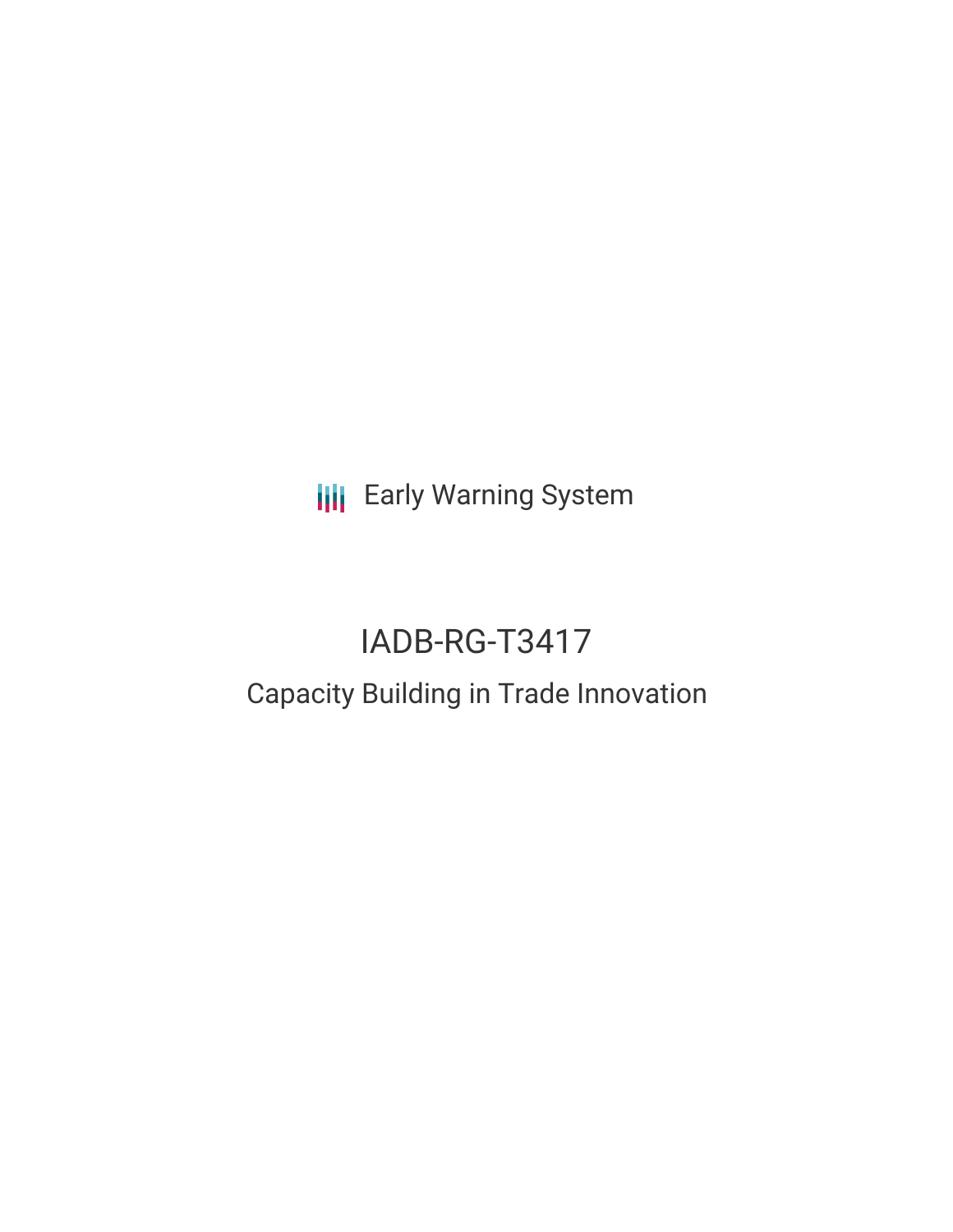Early Warning System

# IADB-RG-T3417

## Capacity Building in Trade Innovation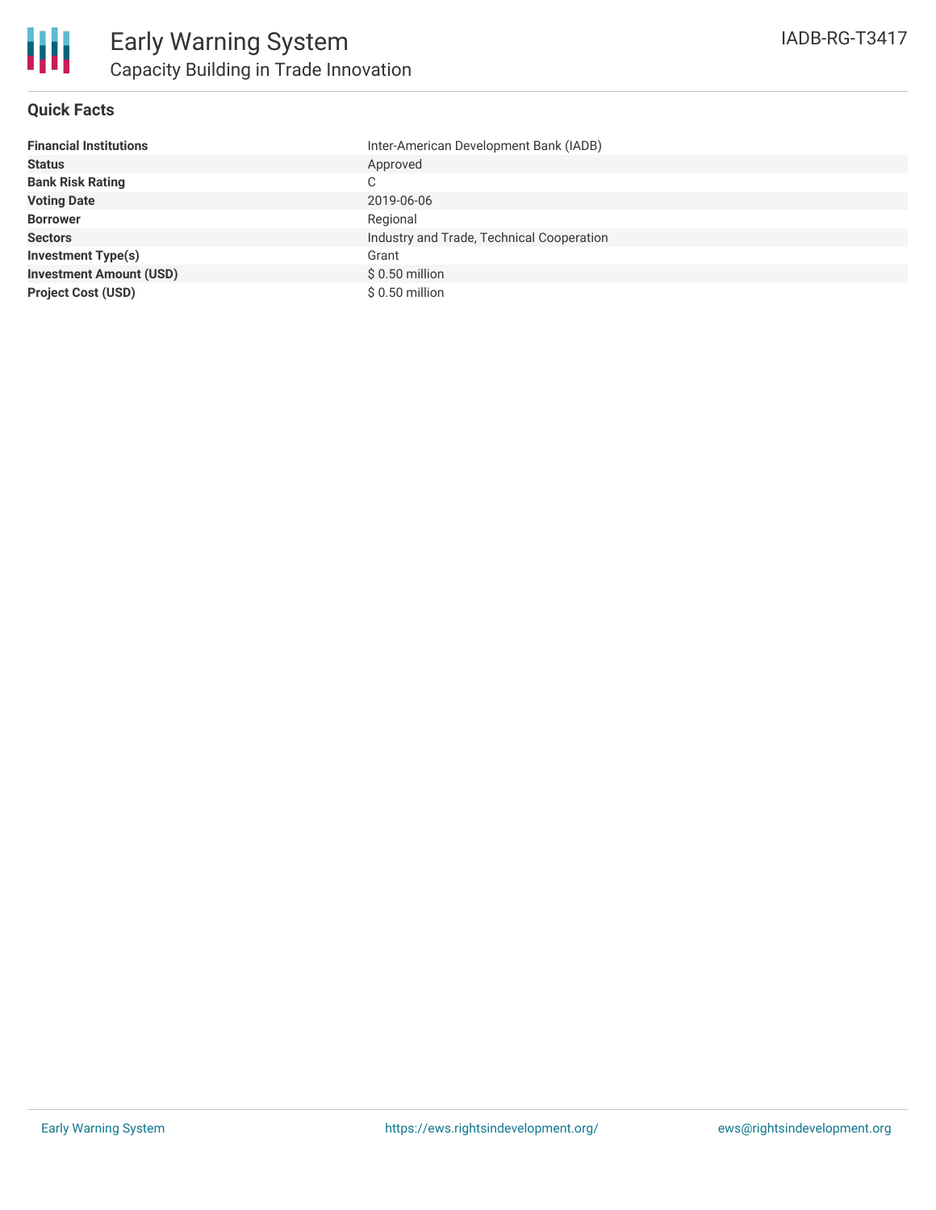# Early Warning System

## Capacity Building in Trade Innovation

IADB-RG-T3417

### Quick Facts

| | |
|---|---|
| **Financial Institutions** | Inter-American Development Bank (IADB) |
| **Status** | Approved |
| **Bank Risk Rating** | C |
| **Voting Date** | 2019-06-06 |
| **Borrower** | Regional |
| **Sectors** | Industry and Trade, Technical Cooperation |
| **Investment Type(s)** | Grant |
| **Investment Amount (USD)** | $ 0.50 million |
| **Project Cost (USD)** | $ 0.50 million |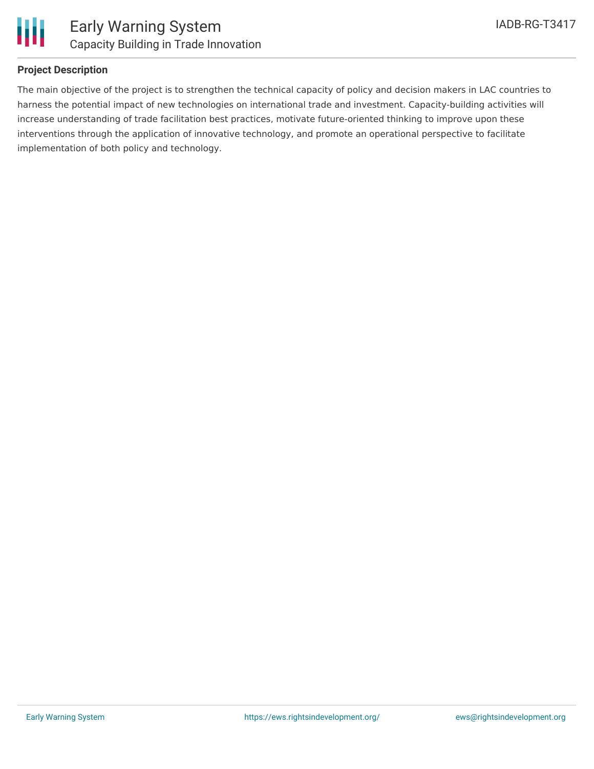## Project Description

The main objective of the project is to strengthen the technical capacity of policy and decision makers in LAC countries to harness the potential impact of new technologies on international trade and investment. Capacity-building activities will increase understanding of trade facilitation best practices, motivate future-oriented thinking to improve upon these interventions through the application of innovative technology, and promote an operational perspective to facilitate implementation of both policy and technology.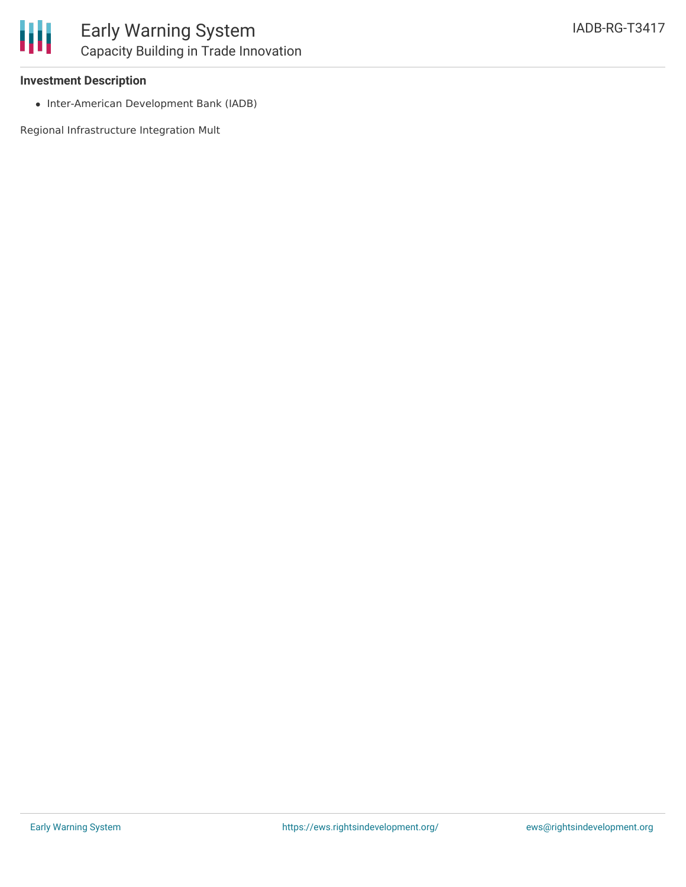### Investment Description

- Inter-American Development Bank (IADB)

Regional Infrastructure Integration Mult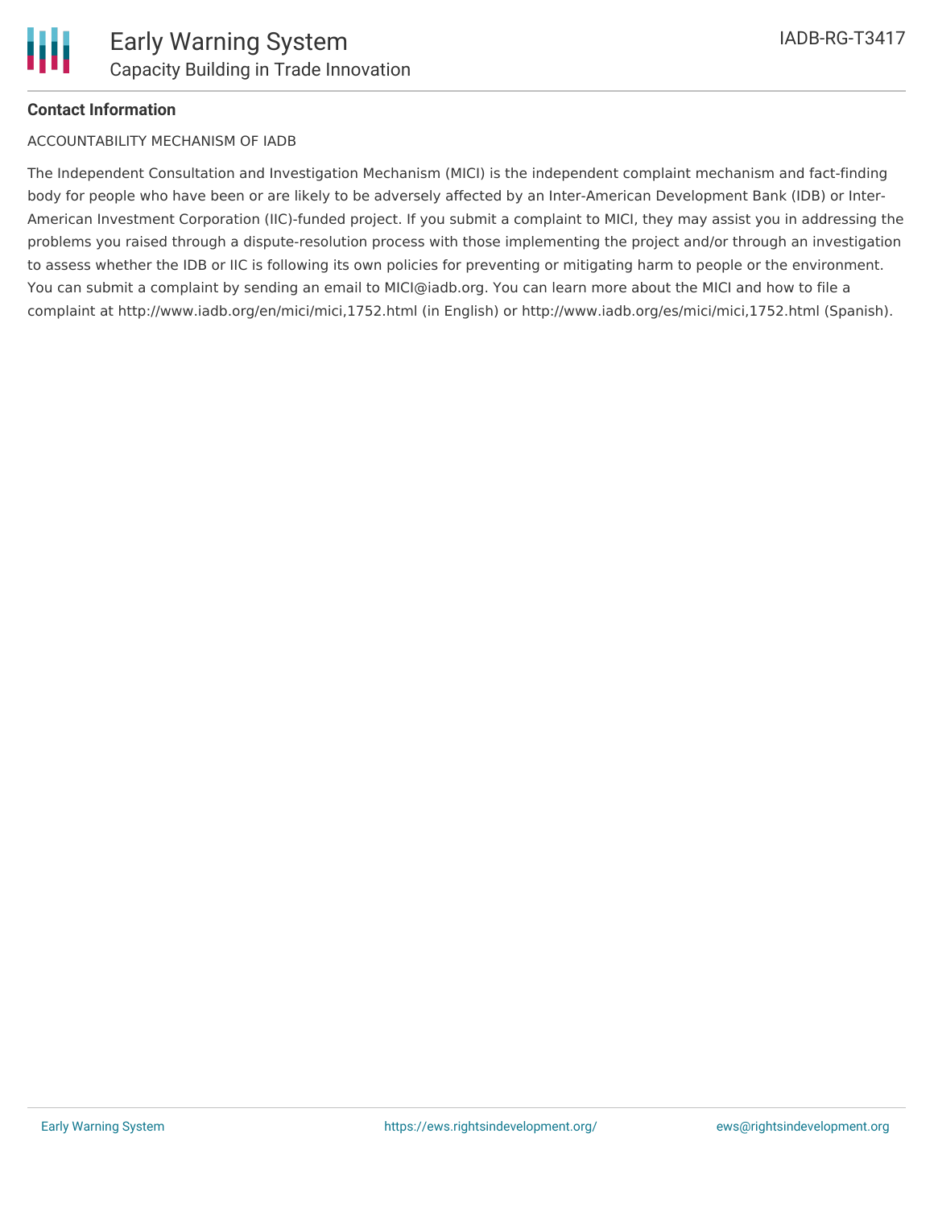**Contact Information**

ACCOUNTABILITY MECHANISM OF IADB

The Independent Consultation and Investigation Mechanism (MICI) is the independent complaint mechanism and fact-finding body for people who have been or are likely to be adversely affected by an Inter-American Development Bank (IDB) or Inter-American Investment Corporation (IIC)-funded project. If you submit a complaint to MICI, they may assist you in addressing the problems you raised through a dispute-resolution process with those implementing the project and/or through an investigation to assess whether the IDB or IIC is following its own policies for preventing or mitigating harm to people or the environment. You can submit a complaint by sending an email to MICI@iadb.org. You can learn more about the MICI and how to file a complaint at http://www.iadb.org/en/mici/mici,1752.html (in English) or http://www.iadb.org/es/mici/mici,1752.html (Spanish).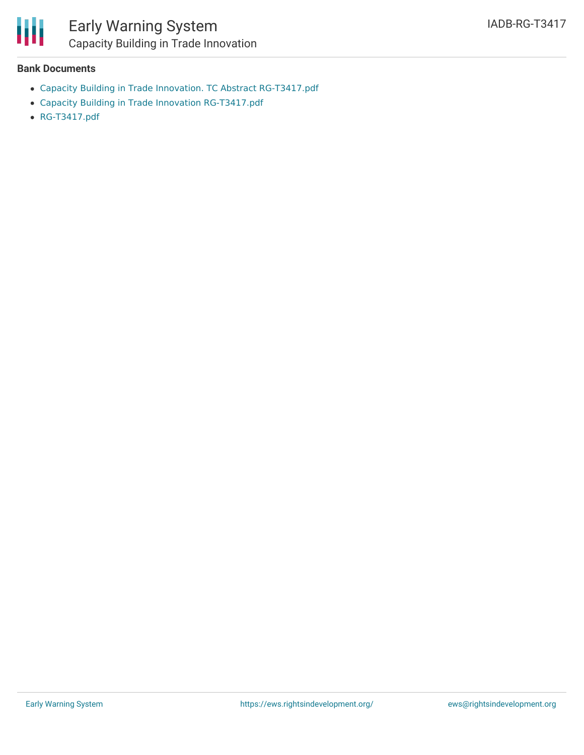**Bank Documents**

- Capacity Building in Trade Innovation. TC Abstract RG-T3417.pdf
- Capacity Building in Trade Innovation RG-T3417.pdf
- RG-T3417.pdf